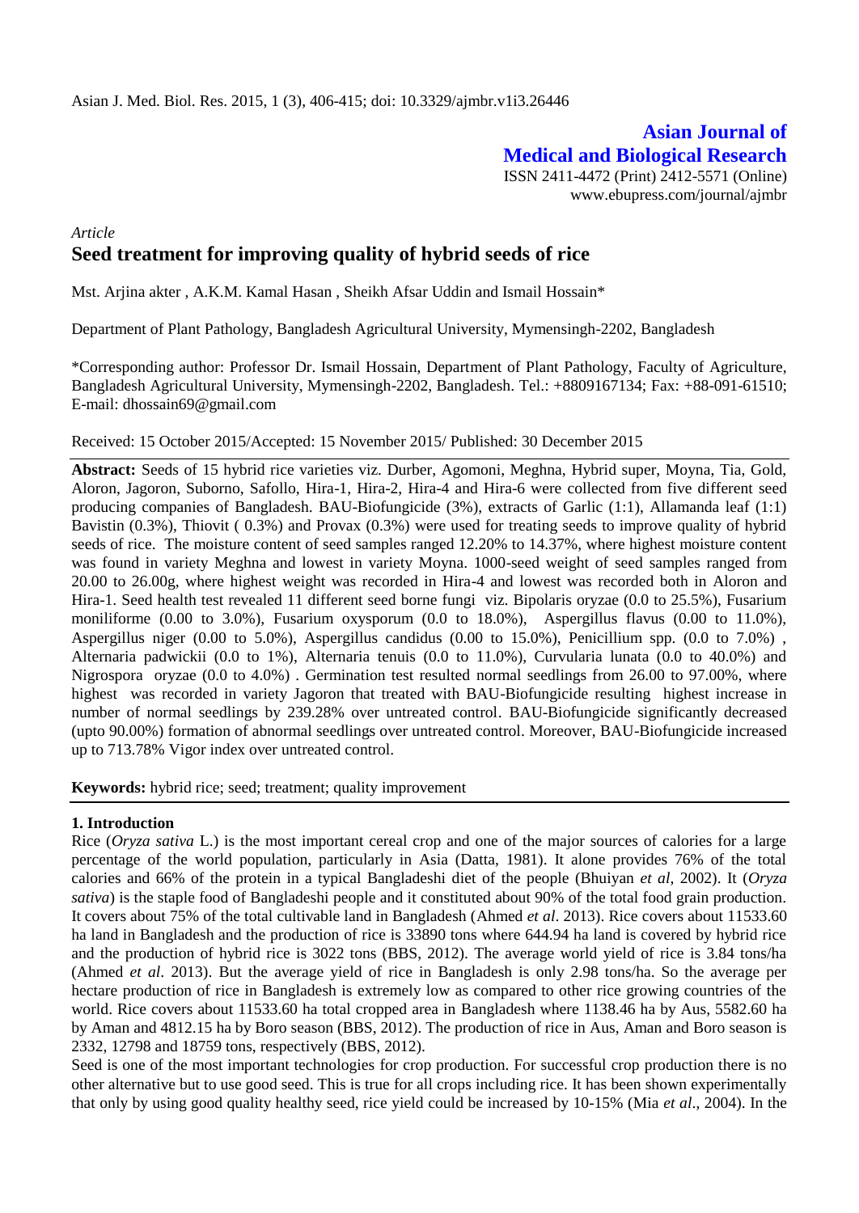Asian J. Med. Biol. Res. 2015, 1 (3), 406-415; doi: 10.3329/ajmbr.v1i3.26446

**Asian Journal of Medical and Biological Research**

ISSN 2411-4472 (Print) 2412-5571 (Online)
www.ebupress.com/journal/ajmbr

*Article*

# Seed treatment for improving quality of hybrid seeds of rice

Mst. Arjina akter , A.K.M. Kamal Hasan , Sheikh Afsar Uddin and Ismail Hossain*

Department of Plant Pathology, Bangladesh Agricultural University, Mymensingh-2202, Bangladesh

*Corresponding author: Professor Dr. Ismail Hossain, Department of Plant Pathology, Faculty of Agriculture, Bangladesh Agricultural University, Mymensingh-2202, Bangladesh. Tel.: +8809167134; Fax: +88-091-61510; E-mail: dhossain69@gmail.com

Received: 15 October 2015/Accepted: 15 November 2015/ Published: 30 December 2015

**Abstract:** Seeds of 15 hybrid rice varieties viz. Durber, Agomoni, Meghna, Hybrid super, Moyna, Tia, Gold, Aloron, Jagoron, Suborno, Safollo, Hira-1, Hira-2, Hira-4 and Hira-6 were collected from five different seed producing companies of Bangladesh. BAU-Biofungicide (3%), extracts of Garlic (1:1), Allamanda leaf (1:1) Bavistin (0.3%), Thiovit ( 0.3%) and Provax (0.3%) were used for treating seeds to improve quality of hybrid seeds of rice. The moisture content of seed samples ranged 12.20% to 14.37%, where highest moisture content was found in variety Meghna and lowest in variety Moyna. 1000-seed weight of seed samples ranged from 20.00 to 26.00g, where highest weight was recorded in Hira-4 and lowest was recorded both in Aloron and Hira-1. Seed health test revealed 11 different seed borne fungi viz. Bipolaris oryzae (0.0 to 25.5%), Fusarium moniliforme (0.00 to 3.0%), Fusarium oxysporum (0.0 to 18.0%), Aspergillus flavus (0.00 to 11.0%), Aspergillus niger (0.00 to 5.0%), Aspergillus candidus (0.00 to 15.0%), Penicillium spp. (0.0 to 7.0%) , Alternaria padwickii (0.0 to 1%), Alternaria tenuis (0.0 to 11.0%), Curvularia lunata (0.0 to 40.0%) and Nigrospora oryzae (0.0 to 4.0%) . Germination test resulted normal seedlings from 26.00 to 97.00%, where highest was recorded in variety Jagoron that treated with BAU-Biofungicide resulting highest increase in number of normal seedlings by 239.28% over untreated control. BAU-Biofungicide significantly decreased (upto 90.00%) formation of abnormal seedlings over untreated control. Moreover, BAU-Biofungicide increased up to 713.78% Vigor index over untreated control.

**Keywords:** hybrid rice; seed; treatment; quality improvement

## 1. Introduction

Rice (*Oryza sativa* L.) is the most important cereal crop and one of the major sources of calories for a large percentage of the world population, particularly in Asia (Datta, 1981). It alone provides 76% of the total calories and 66% of the protein in a typical Bangladeshi diet of the people (Bhuiyan *et al*, 2002). It (*Oryza sativa*) is the staple food of Bangladeshi people and it constituted about 90% of the total food grain production. It covers about 75% of the total cultivable land in Bangladesh (Ahmed *et al*. 2013). Rice covers about 11533.60 ha land in Bangladesh and the production of rice is 33890 tons where 644.94 ha land is covered by hybrid rice and the production of hybrid rice is 3022 tons (BBS, 2012). The average world yield of rice is 3.84 tons/ha (Ahmed *et al*. 2013). But the average yield of rice in Bangladesh is only 2.98 tons/ha. So the average per hectare production of rice in Bangladesh is extremely low as compared to other rice growing countries of the world. Rice covers about 11533.60 ha total cropped area in Bangladesh where 1138.46 ha by Aus, 5582.60 ha by Aman and 4812.15 ha by Boro season (BBS, 2012). The production of rice in Aus, Aman and Boro season is 2332, 12798 and 18759 tons, respectively (BBS, 2012).

Seed is one of the most important technologies for crop production. For successful crop production there is no other alternative but to use good seed. This is true for all crops including rice. It has been shown experimentally that only by using good quality healthy seed, rice yield could be increased by 10-15% (Mia *et al*., 2004). In the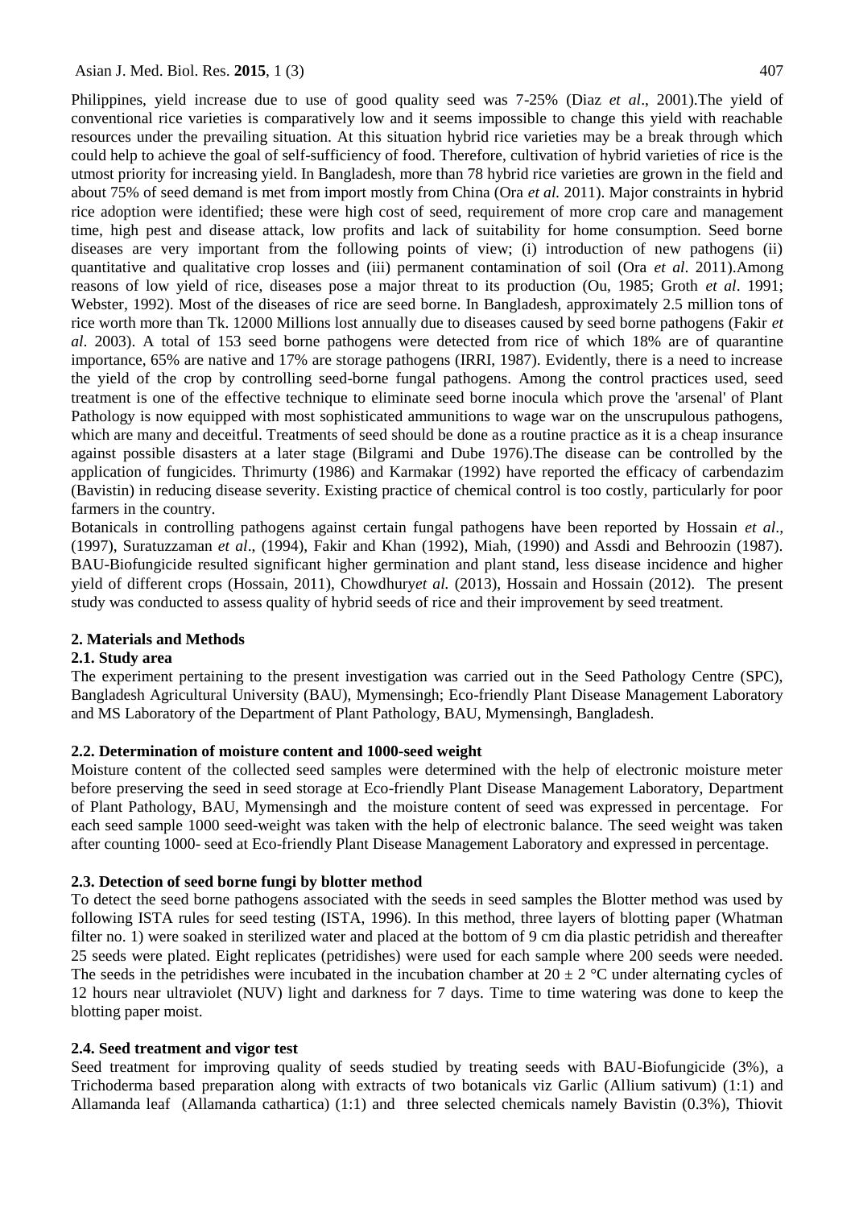Philippines, yield increase due to use of good quality seed was 7-25% (Diaz *et al*., 2001).The yield of conventional rice varieties is comparatively low and it seems impossible to change this yield with reachable resources under the prevailing situation. At this situation hybrid rice varieties may be a break through which could help to achieve the goal of self-sufficiency of food. Therefore, cultivation of hybrid varieties of rice is the utmost priority for increasing yield. In Bangladesh, more than 78 hybrid rice varieties are grown in the field and about 75% of seed demand is met from import mostly from China (Ora *et al.* 2011). Major constraints in hybrid rice adoption were identified; these were high cost of seed, requirement of more crop care and management time, high pest and disease attack, low profits and lack of suitability for home consumption. Seed borne diseases are very important from the following points of view; (i) introduction of new pathogens (ii) quantitative and qualitative crop losses and (iii) permanent contamination of soil (Ora *et al*. 2011).Among reasons of low yield of rice, diseases pose a major threat to its production (Ou, 1985; Groth *et al*. 1991; Webster, 1992). Most of the diseases of rice are seed borne. In Bangladesh, approximately 2.5 million tons of rice worth more than Tk. 12000 Millions lost annually due to diseases caused by seed borne pathogens (Fakir *et al*. 2003). A total of 153 seed borne pathogens were detected from rice of which 18% are of quarantine importance, 65% are native and 17% are storage pathogens (IRRI, 1987). Evidently, there is a need to increase the yield of the crop by controlling seed-borne fungal pathogens. Among the control practices used, seed treatment is one of the effective technique to eliminate seed borne inocula which prove the 'arsenal' of Plant Pathology is now equipped with most sophisticated ammunitions to wage war on the unscrupulous pathogens, which are many and deceitful. Treatments of seed should be done as a routine practice as it is a cheap insurance against possible disasters at a later stage (Bilgrami and Dube 1976).The disease can be controlled by the application of fungicides. Thrimurty (1986) and Karmakar (1992) have reported the efficacy of carbendazim (Bavistin) in reducing disease severity. Existing practice of chemical control is too costly, particularly for poor farmers in the country.

Botanicals in controlling pathogens against certain fungal pathogens have been reported by Hossain *et al*., (1997), Suratuzzaman *et al*., (1994), Fakir and Khan (1992), Miah, (1990) and Assdi and Behroozin (1987). BAU-Biofungicide resulted significant higher germination and plant stand, less disease incidence and higher yield of different crops (Hossain, 2011), Chowdhury*et al.* (2013), Hossain and Hossain (2012). The present study was conducted to assess quality of hybrid seeds of rice and their improvement by seed treatment.

## 2. Materials and Methods

### 2.1. Study area

The experiment pertaining to the present investigation was carried out in the Seed Pathology Centre (SPC), Bangladesh Agricultural University (BAU), Mymensingh; Eco-friendly Plant Disease Management Laboratory and MS Laboratory of the Department of Plant Pathology, BAU, Mymensingh, Bangladesh.

### 2.2. Determination of moisture content and 1000-seed weight

Moisture content of the collected seed samples were determined with the help of electronic moisture meter before preserving the seed in seed storage at Eco-friendly Plant Disease Management Laboratory, Department of Plant Pathology, BAU, Mymensingh and the moisture content of seed was expressed in percentage. For each seed sample 1000 seed-weight was taken with the help of electronic balance. The seed weight was taken after counting 1000- seed at Eco-friendly Plant Disease Management Laboratory and expressed in percentage.

### 2.3. Detection of seed borne fungi by blotter method

To detect the seed borne pathogens associated with the seeds in seed samples the Blotter method was used by following ISTA rules for seed testing (ISTA, 1996). In this method, three layers of blotting paper (Whatman filter no. 1) were soaked in sterilized water and placed at the bottom of 9 cm dia plastic petridish and thereafter 25 seeds were plated. Eight replicates (petridishes) were used for each sample where 200 seeds were needed. The seeds in the petridishes were incubated in the incubation chamber at $20 \pm 2$ °C under alternating cycles of 12 hours near ultraviolet (NUV) light and darkness for 7 days. Time to time watering was done to keep the blotting paper moist.

### 2.4. Seed treatment and vigor test

Seed treatment for improving quality of seeds studied by treating seeds with BAU-Biofungicide (3%), a Trichoderma based preparation along with extracts of two botanicals viz Garlic (Allium sativum) (1:1) and Allamanda leaf (Allamanda cathartica) (1:1) and three selected chemicals namely Bavistin (0.3%), Thiovit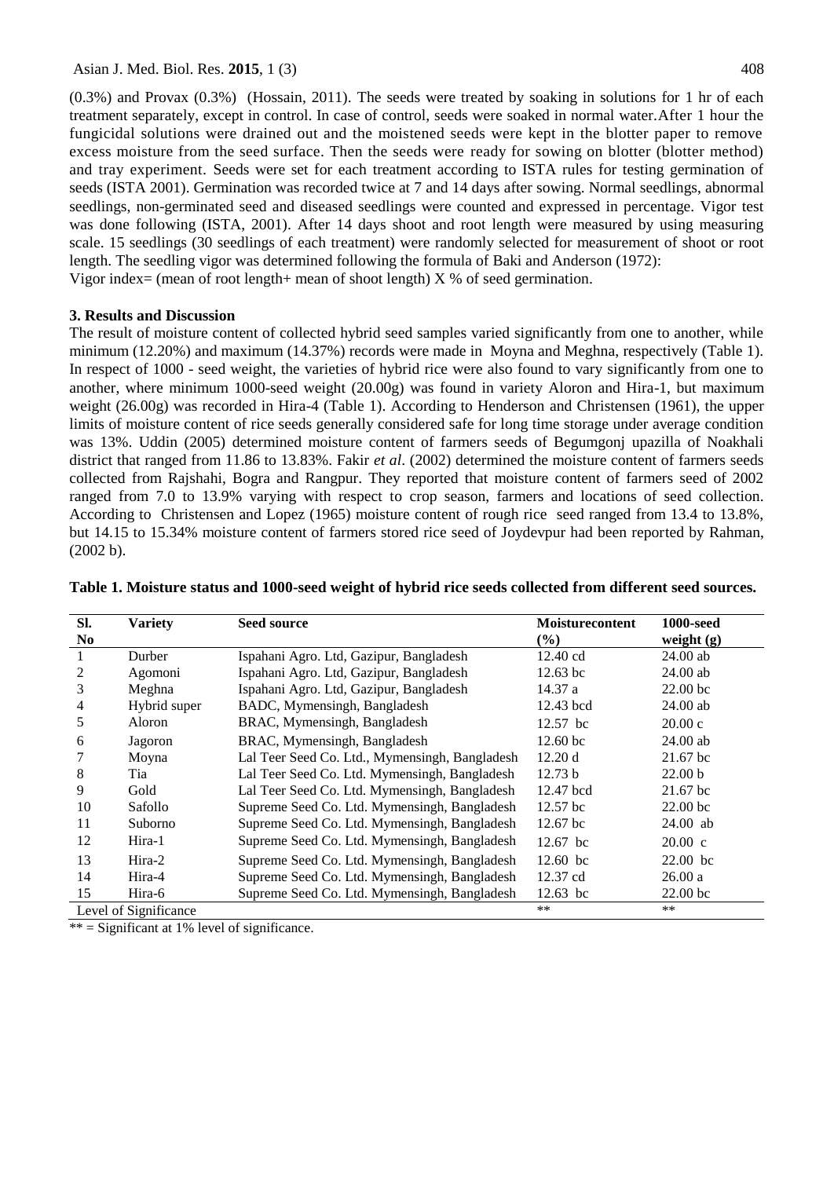(0.3%) and Provax (0.3%) (Hossain, 2011). The seeds were treated by soaking in solutions for 1 hr of each treatment separately, except in control. In case of control, seeds were soaked in normal water. After 1 hour the fungicidal solutions were drained out and the moistened seeds were kept in the blotter paper to remove excess moisture from the seed surface. Then the seeds were ready for sowing on blotter (blotter method) and tray experiment. Seeds were set for each treatment according to ISTA rules for testing germination of seeds (ISTA 2001). Germination was recorded twice at 7 and 14 days after sowing. Normal seedlings, abnormal seedlings, non-germinated seed and diseased seedlings were counted and expressed in percentage. Vigor test was done following (ISTA, 2001). After 14 days shoot and root length were measured by using measuring scale. 15 seedlings (30 seedlings of each treatment) were randomly selected for measurement of shoot or root length. The seedling vigor was determined following the formula of Baki and Anderson (1972):

Vigor index= (mean of root length+ mean of shoot length) X % of seed germination.

## 3. Results and Discussion

The result of moisture content of collected hybrid seed samples varied significantly from one to another, while minimum (12.20%) and maximum (14.37%) records were made in Moyna and Meghna, respectively (Table 1). In respect of 1000 - seed weight, the varieties of hybrid rice were also found to vary significantly from one to another, where minimum 1000-seed weight (20.00g) was found in variety Aloron and Hira-1, but maximum weight (26.00g) was recorded in Hira-4 (Table 1). According to Henderson and Christensen (1961), the upper limits of moisture content of rice seeds generally considered safe for long time storage under average condition was 13%. Uddin (2005) determined moisture content of farmers seeds of Begumgonj upazilla of Noakhali district that ranged from 11.86 to 13.83%. Fakir *et al*. (2002) determined the moisture content of farmers seeds collected from Rajshahi, Bogra and Rangpur. They reported that moisture content of farmers seed of 2002 ranged from 7.0 to 13.9% varying with respect to crop season, farmers and locations of seed collection. According to Christensen and Lopez (1965) moisture content of rough rice seed ranged from 13.4 to 13.8%, but 14.15 to 15.34% moisture content of farmers stored rice seed of Joydevpur had been reported by Rahman, (2002 b).

**Table 1. Moisture status and 1000-seed weight of hybrid rice seeds collected from different seed sources.**

| Sl. No | Variety | Seed source | Moisturecontent (%) | 1000-seed weight (g) |
|---|---|---|---|---|
| 1 | Durber | Ispahani Agro. Ltd, Gazipur, Bangladesh | 12.40 cd | 24.00 ab |
| 2 | Agomoni | Ispahani Agro. Ltd, Gazipur, Bangladesh | 12.63 bc | 24.00 ab |
| 3 | Meghna | Ispahani Agro. Ltd, Gazipur, Bangladesh | 14.37 a | 22.00 bc |
| 4 | Hybrid super | BADC, Mymensingh, Bangladesh | 12.43 bcd | 24.00 ab |
| 5 | Aloron | BRAC, Mymensingh, Bangladesh | 12.57 bc | 20.00 c |
| 6 | Jagoron | BRAC, Mymensingh, Bangladesh | 12.60 bc | 24.00 ab |
| 7 | Moyna | Lal Teer Seed Co. Ltd., Mymensingh, Bangladesh | 12.20 d | 21.67 bc |
| 8 | Tia | Lal Teer Seed Co. Ltd. Mymensingh, Bangladesh | 12.73 b | 22.00 b |
| 9 | Gold | Lal Teer Seed Co. Ltd. Mymensingh, Bangladesh | 12.47 bcd | 21.67 bc |
| 10 | Safollo | Supreme Seed Co. Ltd. Mymensingh, Bangladesh | 12.57 bc | 22.00 bc |
| 11 | Suborno | Supreme Seed Co. Ltd. Mymensingh, Bangladesh | 12.67 bc | 24.00 ab |
| 12 | Hira-1 | Supreme Seed Co. Ltd. Mymensingh, Bangladesh | 12.67 bc | 20.00 c |
| 13 | Hira-2 | Supreme Seed Co. Ltd. Mymensingh, Bangladesh | 12.60 bc | 22.00 bc |
| 14 | Hira-4 | Supreme Seed Co. Ltd. Mymensingh, Bangladesh | 12.37 cd | 26.00 a |
| 15 | Hira-6 | Supreme Seed Co. Ltd. Mymensingh, Bangladesh | 12.63 bc | 22.00 bc |
| Level of Significance | | | ** | ** |

** = Significant at 1% level of significance.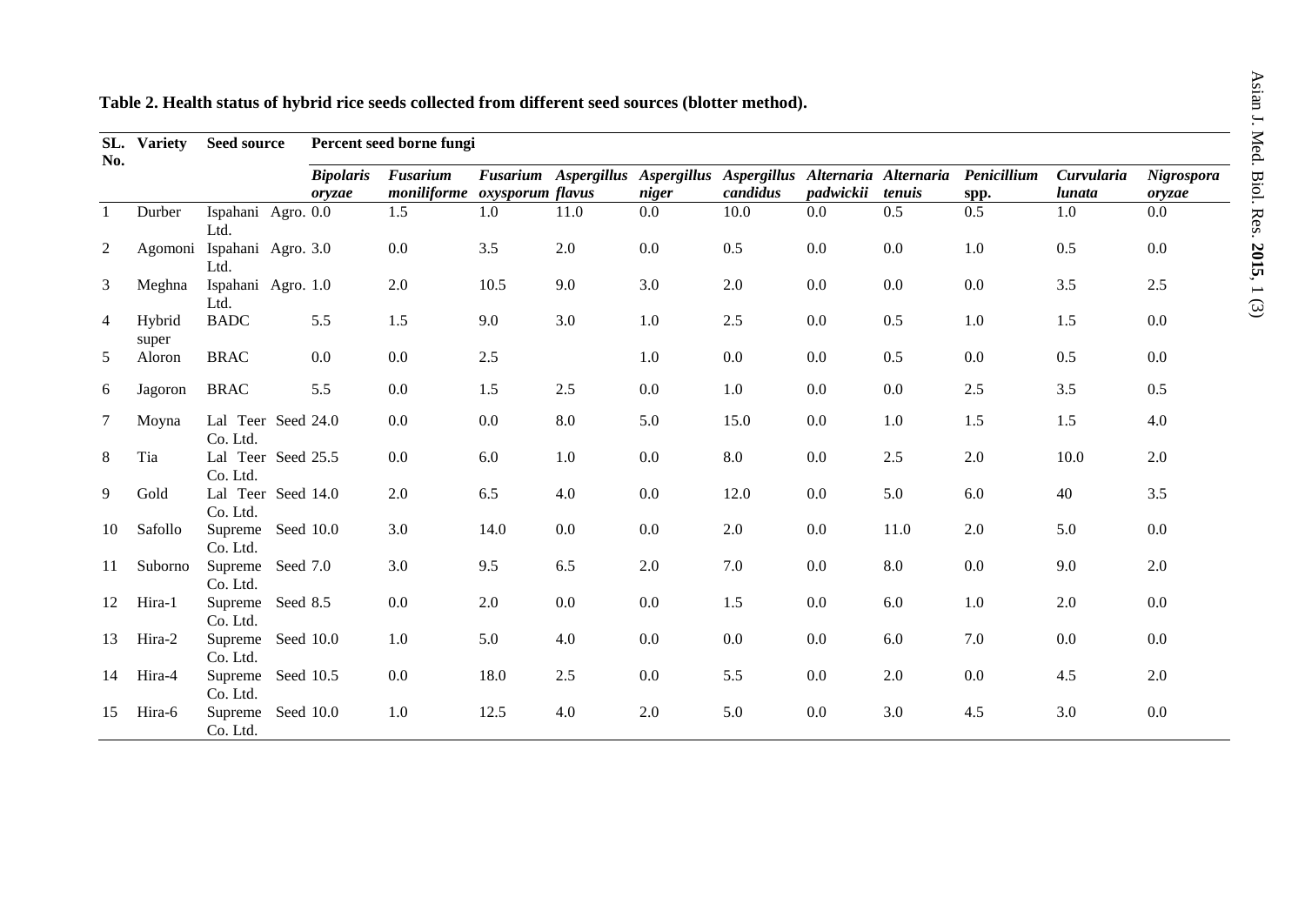**Table 2. Health status of hybrid rice seeds collected from different seed sources (blotter method).**

| SL. No. | Variety | Seed source | Percent seed borne fungi | | | | | | | | | | |
|---|---|---|---|---|---|---|---|---|---|---|---|---|---|
| | | | *Bipolaris oryzae* | *Fusarium moniliforme* | *Fusarium oxysporum* | *Aspergillus flavus* | *Aspergillus niger* | *Aspergillus candidus* | *Alternaria padwickii* | *Alternaria tenuis* | *Penicillium* spp. | *Curvularia lunata* | *Nigrospora oryzae* |
| 1 | Durber | Ispahani Agro. Ltd. | 0.0 | 1.5 | 1.0 | 11.0 | 0.0 | 10.0 | 0.0 | 0.5 | 0.5 | 1.0 | 0.0 |
| 2 | Agomoni | Ispahani Agro. Ltd. | 3.0 | 0.0 | 3.5 | 2.0 | 0.0 | 0.5 | 0.0 | 0.0 | 1.0 | 0.5 | 0.0 |
| 3 | Meghna | Ispahani Agro. Ltd. | 1.0 | 2.0 | 10.5 | 9.0 | 3.0 | 2.0 | 0.0 | 0.0 | 0.0 | 3.5 | 2.5 |
| 4 | Hybrid super | BADC | 5.5 | 1.5 | 9.0 | 3.0 | 1.0 | 2.5 | 0.0 | 0.5 | 1.0 | 1.5 | 0.0 |
| 5 | Aloron | BRAC | 0.0 | 0.0 | 2.5 | | 1.0 | 0.0 | 0.0 | 0.5 | 0.0 | 0.5 | 0.0 |
| 6 | Jagoron | BRAC | 5.5 | 0.0 | 1.5 | 2.5 | 0.0 | 1.0 | 0.0 | 0.0 | 2.5 | 3.5 | 0.5 |
| 7 | Moyna | Lal Teer Seed Co. Ltd. | 24.0 | 0.0 | 0.0 | 8.0 | 5.0 | 15.0 | 0.0 | 1.0 | 1.5 | 1.5 | 4.0 |
| 8 | Tia | Lal Teer Seed Co. Ltd. | 25.5 | 0.0 | 6.0 | 1.0 | 0.0 | 8.0 | 0.0 | 2.5 | 2.0 | 10.0 | 2.0 |
| 9 | Gold | Lal Teer Seed Co. Ltd. | 14.0 | 2.0 | 6.5 | 4.0 | 0.0 | 12.0 | 0.0 | 5.0 | 6.0 | 40 | 3.5 |
| 10 | Safollo | Supreme Seed Co. Ltd. | 10.0 | 3.0 | 14.0 | 0.0 | 0.0 | 2.0 | 0.0 | 11.0 | 2.0 | 5.0 | 0.0 |
| 11 | Suborno | Supreme Seed Co. Ltd. | 7.0 | 3.0 | 9.5 | 6.5 | 2.0 | 7.0 | 0.0 | 8.0 | 0.0 | 9.0 | 2.0 |
| 12 | Hira-1 | Supreme Seed Co. Ltd. | 8.5 | 0.0 | 2.0 | 0.0 | 0.0 | 1.5 | 0.0 | 6.0 | 1.0 | 2.0 | 0.0 |
| 13 | Hira-2 | Supreme Seed Co. Ltd. | 10.0 | 1.0 | 5.0 | 4.0 | 0.0 | 0.0 | 0.0 | 6.0 | 7.0 | 0.0 | 0.0 |
| 14 | Hira-4 | Supreme Seed Co. Ltd. | 10.5 | 0.0 | 18.0 | 2.5 | 0.0 | 5.5 | 0.0 | 2.0 | 0.0 | 4.5 | 2.0 |
| 15 | Hira-6 | Supreme Seed Co. Ltd. | 10.0 | 1.0 | 12.5 | 4.0 | 2.0 | 5.0 | 0.0 | 3.0 | 4.5 | 3.0 | 0.0 |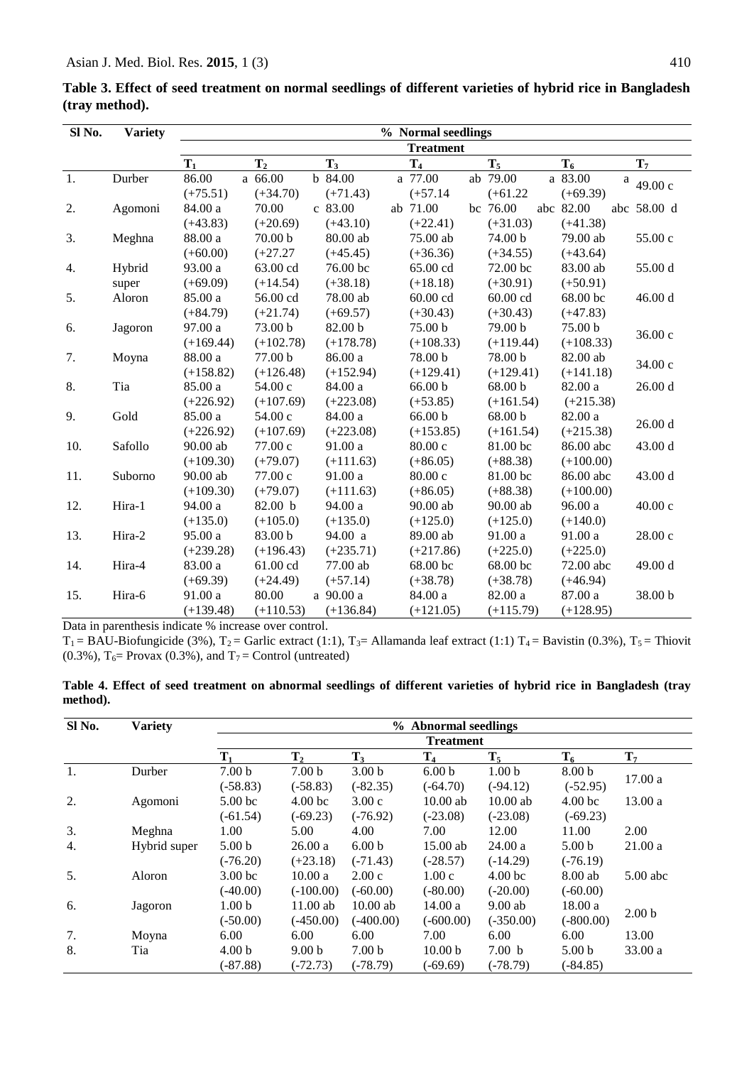**Table 3. Effect of seed treatment on normal seedlings of different varieties of hybrid rice in Bangladesh (tray method).**

| Sl No. | Variety | % Normal seedlings | | | | | | |
|---|---|---|---|---|---|---|---|---|
| | | Treatment | | | | | | |
| | | $T_1$ | $T_2$ | $T_3$ | $T_4$ | $T_5$ | $T_6$ | $T_7$ |
| 1. | Durber | 86.00 a (+75.51) | 66.00 b (+34.70) | 84.00 a (+71.43) | 77.00 ab (+57.14 | 79.00 a (+61.22 | 83.00 a (+69.39) | 49.00 c |
| 2. | Agomoni | 84.00 a (+43.83) | 70.00 c (+20.69) | 83.00 ab (+43.10) | 71.00 bc (+22.41) | 76.00 abc (+31.03) | 82.00 abc (+41.38) | 58.00 d |
| 3. | Meghna | 88.00 a (+60.00) | 70.00 b (+27.27 | 80.00 ab (+45.45) | 75.00 ab (+36.36) | 74.00 b (+34.55) | 79.00 ab (+43.64) | 55.00 c |
| 4. | Hybrid super | 93.00 a (+69.09) | 63.00 cd (+14.54) | 76.00 bc (+38.18) | 65.00 cd (+18.18) | 72.00 bc (+30.91) | 83.00 ab (+50.91) | 55.00 d |
| 5. | Aloron | 85.00 a (+84.79) | 56.00 cd (+21.74) | 78.00 ab (+69.57) | 60.00 cd (+30.43) | 60.00 cd (+30.43) | 68.00 bc (+47.83) | 46.00 d |
| 6. | Jagoron | 97.00 a (+169.44) | 73.00 b (+102.78) | 82.00 b (+178.78) | 75.00 b (+108.33) | 79.00 b (+119.44) | 75.00 b (+108.33) | 36.00 c |
| 7. | Moyna | 88.00 a (+158.82) | 77.00 b (+126.48) | 86.00 a (+152.94) | 78.00 b (+129.41) | 78.00 b (+129.41) | 82.00 ab (+141.18) | 34.00 c |
| 8. | Tia | 85.00 a (+226.92) | 54.00 c (+107.69) | 84.00 a (+223.08) | 66.00 b (+53.85) | 68.00 b (+161.54) | 82.00 a (+215.38) | 26.00 d |
| 9. | Gold | 85.00 a (+226.92) | 54.00 c (+107.69) | 84.00 a (+223.08) | 66.00 b (+153.85) | 68.00 b (+161.54) | 82.00 a (+215.38) | 26.00 d |
| 10. | Safollo | 90.00 ab (+109.30) | 77.00 c (+79.07) | 91.00 a (+111.63) | 80.00 c (+86.05) | 81.00 bc (+88.38) | 86.00 abc (+100.00) | 43.00 d |
| 11. | Suborno | 90.00 ab (+109.30) | 77.00 c (+79.07) | 91.00 a (+111.63) | 80.00 c (+86.05) | 81.00 bc (+88.38) | 86.00 abc (+100.00) | 43.00 d |
| 12. | Hira-1 | 94.00 a (+135.0) | 82.00 b (+105.0) | 94.00 a (+135.0) | 90.00 ab (+125.0) | 90.00 ab (+125.0) | 96.00 a (+140.0) | 40.00 c |
| 13. | Hira-2 | 95.00 a (+239.28) | 83.00 b (+196.43) | 94.00 a (+235.71) | 89.00 ab (+217.86) | 91.00 a (+225.0) | 91.00 a (+225.0) | 28.00 c |
| 14. | Hira-4 | 83.00 a (+69.39) | 61.00 cd (+24.49) | 77.00 ab (+57.14) | 68.00 bc (+38.78) | 68.00 bc (+38.78) | 72.00 abc (+46.94) | 49.00 d |
| 15. | Hira-6 | 91.00 a (+139.48) | 80.00 a (+110.53) | 90.00 a (+136.84) | 84.00 a (+121.05) | 82.00 a (+115.79) | 87.00 a (+128.95) | 38.00 b |

Data in parenthesis indicate % increase over control.

$T_1$ = BAU-Biofungicide (3%), $T_2$ = Garlic extract (1:1), $T_3$= Allamanda leaf extract (1:1) $T_4$ = Bavistin (0.3%), $T_5$ = Thiovit (0.3%), $T_6$= Provax (0.3%), and $T_7$ = Control (untreated)

**Table 4. Effect of seed treatment on abnormal seedlings of different varieties of hybrid rice in Bangladesh (tray method).**

| Sl No. | Variety | % Abnormal seedlings | | | | | | |
|---|---|---|---|---|---|---|---|---|
| | | Treatment | | | | | | |
| | | $T_1$ | $T_2$ | $T_3$ | $T_4$ | $T_5$ | $T_6$ | $T_7$ |
| 1. | Durber | 7.00 b (-58.83) | 7.00 b (-58.83) | 3.00 b (-82.35) | 6.00 b (-64.70) | 1.00 b (-94.12) | 8.00 b (-52.95) | 17.00 a |
| 2. | Agomoni | 5.00 bc (-61.54) | 4.00 bc (-69.23) | 3.00 c (-76.92) | 10.00 ab (-23.08) | 10.00 ab (-23.08) | 4.00 bc (-69.23) | 13.00 a |
| 3. | Meghna | 1.00 | 5.00 | 4.00 | 7.00 | 12.00 | 11.00 | 2.00 |
| 4. | Hybrid super | 5.00 b (-76.20) | 26.00 a (+23.18) | 6.00 b (-71.43) | 15.00 ab (-28.57) | 24.00 a (-14.29) | 5.00 b (-76.19) | 21.00 a |
| 5. | Aloron | 3.00 bc (-40.00) | 10.00 a (-100.00) | 2.00 c (-60.00) | 1.00 c (-80.00) | 4.00 bc (-20.00) | 8.00 ab (-60.00) | 5.00 abc |
| 6. | Jagoron | 1.00 b (-50.00) | 11.00 ab (-450.00) | 10.00 ab (-400.00) | 14.00 a (-600.00) | 9.00 ab (-350.00) | 18.00 a (-800.00) | 2.00 b |
| 7. | Moyna | 6.00 | 6.00 | 6.00 | 7.00 | 6.00 | 6.00 | 13.00 |
| 8. | Tia | 4.00 b (-87.88) | 9.00 b (-72.73) | 7.00 b (-78.79) | 10.00 b (-69.69) | 7.00 b (-78.79) | 5.00 b (-84.85) | 33.00 a |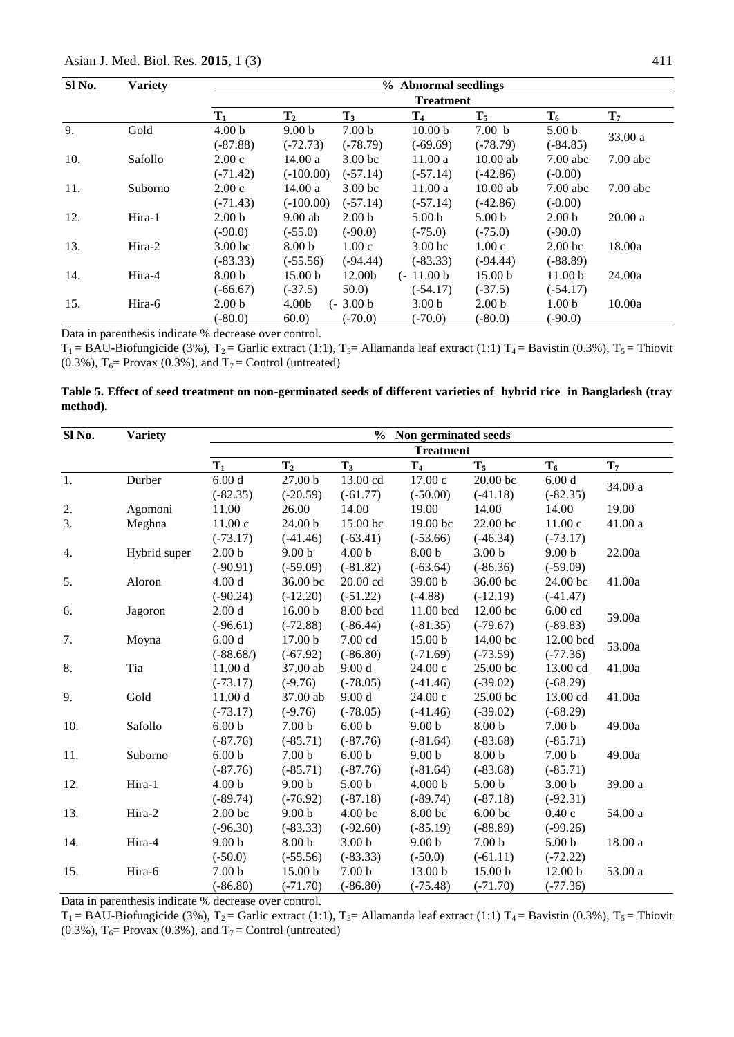| Sl No. | Variety | % Abnormal seedlings | | | | | | |
|---|---|---|---|---|---|---|---|---|
| | | Treatment | | | | | | |
| | | $T_1$ | $T_2$ | $T_3$ | $T_4$ | $T_5$ | $T_6$ | $T_7$ |
| 9. | Gold | 4.00 b (-87.88) | 9.00 b (-72.73) | 7.00 b (-78.79) | 10.00 b (-69.69) | 7.00 b (-78.79) | 5.00 b (-84.85) | 33.00 a |
| 10. | Safollo | 2.00 c (-71.42) | 14.00 a (-100.00) | 3.00 bc (-57.14) | 11.00 a (-57.14) | 10.00 ab (-42.86) | 7.00 abc (-0.00) | 7.00 abc |
| 11. | Suborno | 2.00 c (-71.43) | 14.00 a (-100.00) | 3.00 bc (-57.14) | 11.00 a (-57.14) | 10.00 ab (-42.86) | 7.00 abc (-0.00) | 7.00 abc |
| 12. | Hira-1 | 2.00 b (-90.0) | 9.00 ab (-55.0) | 2.00 b (-90.0) | 5.00 b (-75.0) | 5.00 b (-75.0) | 2.00 b (-90.0) | 20.00 a |
| 13. | Hira-2 | 3.00 bc (-83.33) | 8.00 b (-55.56) | 1.00 c (-94.44) | 3.00 bc (-83.33) | 1.00 c (-94.44) | 2.00 bc (-88.89) | 18.00a |
| 14. | Hira-4 | 8.00 b (-66.67) | 15.00 b (-37.5) | 12.00b 50.0) | (- 11.00 b (-54.17) | 15.00 b (-37.5) | 11.00 b (-54.17) | 24.00a |
| 15. | Hira-6 | 2.00 b (-80.0) | 4.00b 60.0) | (- 3.00 b (-70.0) | 3.00 b (-70.0) | 2.00 b (-80.0) | 1.00 b (-90.0) | 10.00a |

Data in parenthesis indicate % decrease over control.

$T_1$ = BAU-Biofungicide (3%), $T_2$ = Garlic extract (1:1), $T_3$= Allamanda leaf extract (1:1) $T_4$ = Bavistin (0.3%), $T_5$ = Thiovit (0.3%), $T_6$= Provax (0.3%), and $T_7$ = Control (untreated)

**Table 5. Effect of seed treatment on non-germinated seeds of different varieties of hybrid rice in Bangladesh (tray method).**

| Sl No. | Variety | % Non germinated seeds | | | | | | |
|---|---|---|---|---|---|---|---|---|
| | | Treatment | | | | | | |
| | | $T_1$ | $T_2$ | $T_3$ | $T_4$ | $T_5$ | $T_6$ | $T_7$ |
| 1. | Durber | 6.00 d (-82.35) | 27.00 b (-20.59) | 13.00 cd (-61.77) | 17.00 c (-50.00) | 20.00 bc (-41.18) | 6.00 d (-82.35) | 34.00 a |
| 2. | Agomoni | 11.00 | 26.00 | 14.00 | 19.00 | 14.00 | 14.00 | 19.00 |
| 3. | Meghna | 11.00 c (-73.17) | 24.00 b (-41.46) | 15.00 bc (-63.41) | 19.00 bc (-53.66) | 22.00 bc (-46.34) | 11.00 c (-73.17) | 41.00 a |
| 4. | Hybrid super | 2.00 b (-90.91) | 9.00 b (-59.09) | 4.00 b (-81.82) | 8.00 b (-63.64) | 3.00 b (-86.36) | 9.00 b (-59.09) | 22.00a |
| 5. | Aloron | 4.00 d (-90.24) | 36.00 bc (-12.20) | 20.00 cd (-51.22) | 39.00 b (-4.88) | 36.00 bc (-12.19) | 24.00 bc (-41.47) | 41.00a |
| 6. | Jagoron | 2.00 d (-96.61) | 16.00 b (-72.88) | 8.00 bcd (-86.44) | 11.00 bcd (-81.35) | 12.00 bc (-79.67) | 6.00 cd (-89.83) | 59.00a |
| 7. | Moyna | 6.00 d (-88.68/) | 17.00 b (-67.92) | 7.00 cd (-86.80) | 15.00 b (-71.69) | 14.00 bc (-73.59) | 12.00 bcd (-77.36) | 53.00a |
| 8. | Tia | 11.00 d (-73.17) | 37.00 ab (-9.76) | 9.00 d (-78.05) | 24.00 c (-41.46) | 25.00 bc (-39.02) | 13.00 cd (-68.29) | 41.00a |
| 9. | Gold | 11.00 d (-73.17) | 37.00 ab (-9.76) | 9.00 d (-78.05) | 24.00 c (-41.46) | 25.00 bc (-39.02) | 13.00 cd (-68.29) | 41.00a |
| 10. | Safollo | 6.00 b (-87.76) | 7.00 b (-85.71) | 6.00 b (-87.76) | 9.00 b (-81.64) | 8.00 b (-83.68) | 7.00 b (-85.71) | 49.00a |
| 11. | Suborno | 6.00 b (-87.76) | 7.00 b (-85.71) | 6.00 b (-87.76) | 9.00 b (-81.64) | 8.00 b (-83.68) | 7.00 b (-85.71) | 49.00a |
| 12. | Hira-1 | 4.00 b (-89.74) | 9.00 b (-76.92) | 5.00 b (-87.18) | 4.000 b (-89.74) | 5.00 b (-87.18) | 3.00 b (-92.31) | 39.00 a |
| 13. | Hira-2 | 2.00 bc (-96.30) | 9.00 b (-83.33) | 4.00 bc (-92.60) | 8.00 bc (-85.19) | 6.00 bc (-88.89) | 0.40 c (-99.26) | 54.00 a |
| 14. | Hira-4 | 9.00 b (-50.0) | 8.00 b (-55.56) | 3.00 b (-83.33) | 9.00 b (-50.0) | 7.00 b (-61.11) | 5.00 b (-72.22) | 18.00 a |
| 15. | Hira-6 | 7.00 b (-86.80) | 15.00 b (-71.70) | 7.00 b (-86.80) | 13.00 b (-75.48) | 15.00 b (-71.70) | 12.00 b (-77.36) | 53.00 a |

Data in parenthesis indicate % decrease over control.

$T_1$ = BAU-Biofungicide (3%), $T_2$ = Garlic extract (1:1), $T_3$= Allamanda leaf extract (1:1) $T_4$ = Bavistin (0.3%), $T_5$ = Thiovit (0.3%), $T_6$= Provax (0.3%), and $T_7$ = Control (untreated)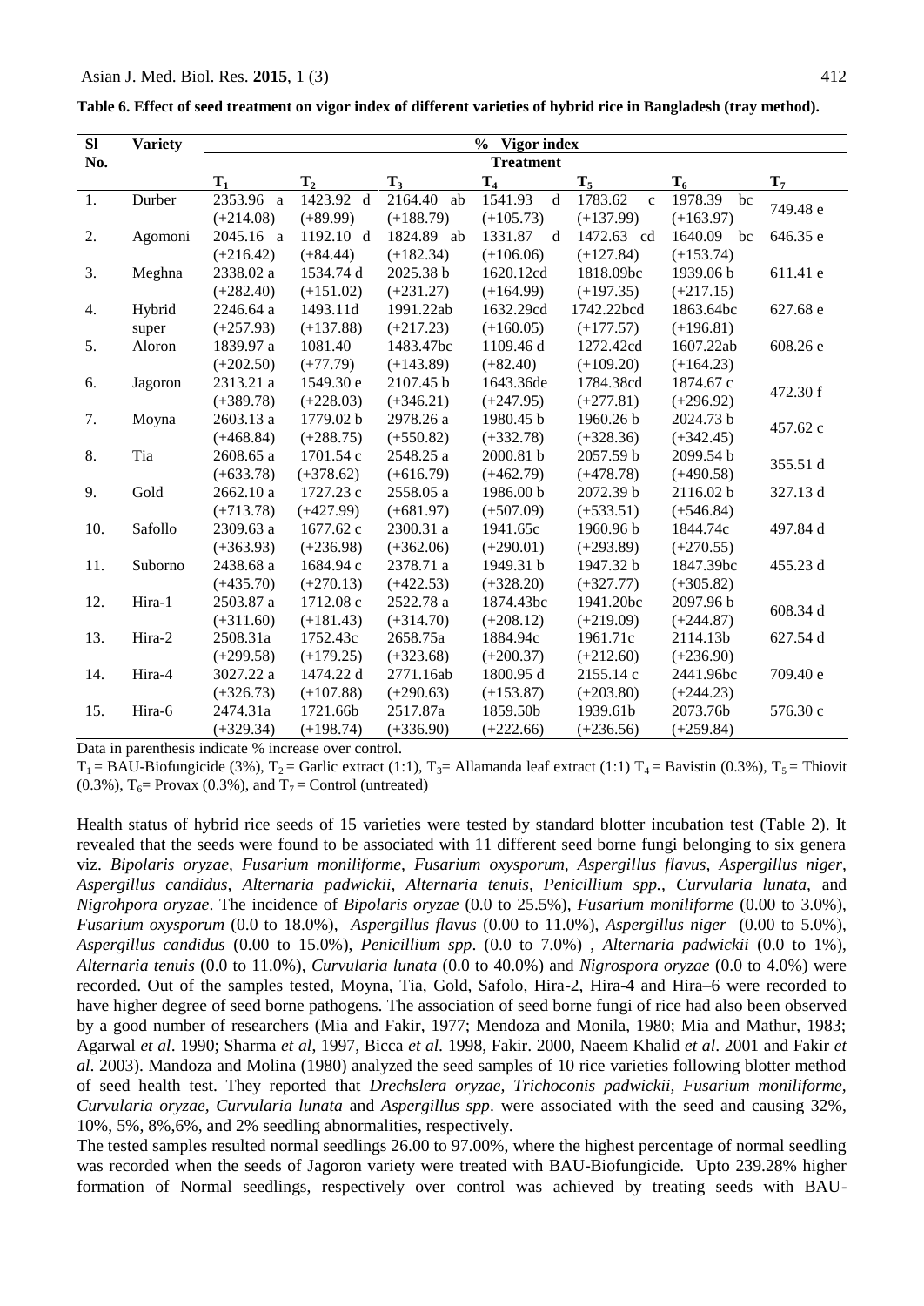**Table 6. Effect of seed treatment on vigor index of different varieties of hybrid rice in Bangladesh (tray method).**

| Sl No. | Variety | % Vigor index | | | | | | |
|---|---|---|---|---|---|---|---|---|
| | | **Treatment** | | | | | | |
| | | $T_1$ | $T_2$ | $T_3$ | $T_4$ | $T_5$ | $T_6$ | $T_7$ |
| 1. | Durber | 2353.96 a (+214.08) | 1423.92 d (+89.99) | 2164.40 ab (+188.79) | 1541.93 d (+105.73) | 1783.62 c (+137.99) | 1978.39 bc (+163.97) | 749.48 e |
| 2. | Agomoni | 2045.16 a (+216.42) | 1192.10 d (+84.44) | 1824.89 ab (+182.34) | 1331.87 d (+106.06) | 1472.63 cd (+127.84) | 1640.09 bc (+153.74) | 646.35 e |
| 3. | Meghna | 2338.02 a (+282.40) | 1534.74 d (+151.02) | 2025.38 b (+231.27) | 1620.12cd (+164.99) | 1818.09bc (+197.35) | 1939.06 b (+217.15) | 611.41 e |
| 4. | Hybrid super | 2246.64 a (+257.93) | 1493.11d (+137.88) | 1991.22ab (+217.23) | 1632.29cd (+160.05) | 1742.22bcd (+177.57) | 1863.64bc (+196.81) | 627.68 e |
| 5. | Aloron | 1839.97 a (+202.50) | 1081.40 (+77.79) | 1483.47bc (+143.89) | 1109.46 d (+82.40) | 1272.42cd (+109.20) | 1607.22ab (+164.23) | 608.26 e |
| 6. | Jagoron | 2313.21 a (+389.78) | 1549.30 e (+228.03) | 2107.45 b (+346.21) | 1643.36de (+247.95) | 1784.38cd (+277.81) | 1874.67 c (+296.92) | 472.30 f |
| 7. | Moyna | 2603.13 a (+468.84) | 1779.02 b (+288.75) | 2978.26 a (+550.82) | 1980.45 b (+332.78) | 1960.26 b (+328.36) | 2024.73 b (+342.45) | 457.62 c |
| 8. | Tia | 2608.65 a (+633.78) | 1701.54 c (+378.62) | 2548.25 a (+616.79) | 2000.81 b (+462.79) | 2057.59 b (+478.78) | 2099.54 b (+490.58) | 355.51 d |
| 9. | Gold | 2662.10 a (+713.78) | 1727.23 c (+427.99) | 2558.05 a (+681.97) | 1986.00 b (+507.09) | 2072.39 b (+533.51) | 2116.02 b (+546.84) | 327.13 d |
| 10. | Safollo | 2309.63 a (+363.93) | 1677.62 c (+236.98) | 2300.31 a (+362.06) | 1941.65c (+290.01) | 1960.96 b (+293.89) | 1844.74c (+270.55) | 497.84 d |
| 11. | Suborno | 2438.68 a (+435.70) | 1684.94 c (+270.13) | 2378.71 a (+422.53) | 1949.31 b (+328.20) | 1947.32 b (+327.77) | 1847.39bc (+305.82) | 455.23 d |
| 12. | Hira-1 | 2503.87 a (+311.60) | 1712.08 c (+181.43) | 2522.78 a (+314.70) | 1874.43bc (+208.12) | 1941.20bc (+219.09) | 2097.96 b (+244.87) | 608.34 d |
| 13. | Hira-2 | 2508.31a (+299.58) | 1752.43c (+179.25) | 2658.75a (+323.68) | 1884.94c (+200.37) | 1961.71c (+212.60) | 2114.13b (+236.90) | 627.54 d |
| 14. | Hira-4 | 3027.22 a (+326.73) | 1474.22 d (+107.88) | 2771.16ab (+290.63) | 1800.95 d (+153.87) | 2155.14 c (+203.80) | 2441.96bc (+244.23) | 709.40 e |
| 15. | Hira-6 | 2474.31a (+329.34) | 1721.66b (+198.74) | 2517.87a (+336.90) | 1859.50b (+222.66) | 1939.61b (+236.56) | 2073.76b (+259.84) | 576.30 c |

Data in parenthesis indicate % increase over control.

$T_1$ = BAU-Biofungicide (3%), $T_2$ = Garlic extract (1:1), $T_3$= Allamanda leaf extract (1:1) $T_4$ = Bavistin (0.3%), $T_5$ = Thiovit (0.3%), $T_6$= Provax (0.3%), and $T_7$ = Control (untreated)

Health status of hybrid rice seeds of 15 varieties were tested by standard blotter incubation test (Table 2). It revealed that the seeds were found to be associated with 11 different seed borne fungi belonging to six genera viz. *Bipolaris oryzae, Fusarium moniliforme, Fusarium oxysporum, Aspergillus flavus, Aspergillus niger, Aspergillus candidus, Alternaria padwickii, Alternaria tenuis, Penicillium spp., Curvularia lunata*, and *Nigrohpora oryzae*. The incidence of *Bipolaris oryzae* (0.0 to 25.5%), *Fusarium moniliforme* (0.00 to 3.0%), *Fusarium oxysporum* (0.0 to 18.0%), *Aspergillus flavus* (0.00 to 11.0%), *Aspergillus niger* (0.00 to 5.0%), *Aspergillus candidus* (0.00 to 15.0%), *Penicillium spp*. (0.0 to 7.0%) , *Alternaria padwickii* (0.0 to 1%), *Alternaria tenuis* (0.0 to 11.0%), *Curvularia lunata* (0.0 to 40.0%) and *Nigrospora oryzae* (0.0 to 4.0%) were recorded. Out of the samples tested, Moyna, Tia, Gold, Safolo, Hira-2, Hira-4 and Hira–6 were recorded to have higher degree of seed borne pathogens. The association of seed borne fungi of rice had also been observed by a good number of researchers (Mia and Fakir, 1977; Mendoza and Monila, 1980; Mia and Mathur, 1983; Agarwal *et al*. 1990; Sharma *et al*, 1997, Bicca *et al.* 1998, Fakir. 2000, Naeem Khalid *et al*. 2001 and Fakir *et al*. 2003). Mandoza and Molina (1980) analyzed the seed samples of 10 rice varieties following blotter method of seed health test. They reported that *Drechslera oryzae, Trichoconis padwickii, Fusarium moniliforme, Curvularia oryzae, Curvularia lunata* and *Aspergillus spp*. were associated with the seed and causing 32%, 10%, 5%, 8%,6%, and 2% seedling abnormalities, respectively.

The tested samples resulted normal seedlings 26.00 to 97.00%, where the highest percentage of normal seedling was recorded when the seeds of Jagoron variety were treated with BAU-Biofungicide. Upto 239.28% higher formation of Normal seedlings, respectively over control was achieved by treating seeds with BAU-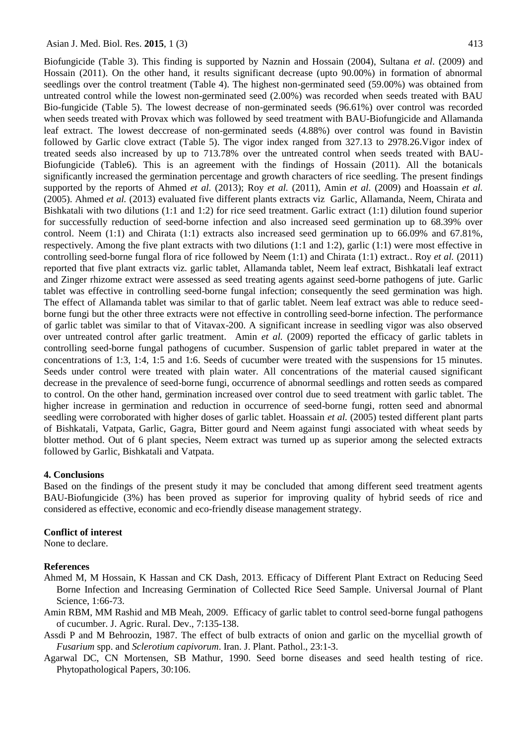Biofungicide (Table 3). This finding is supported by Naznin and Hossain (2004), Sultana *et al*. (2009) and Hossain (2011). On the other hand, it results significant decrease (upto 90.00%) in formation of abnormal seedlings over the control treatment (Table 4). The highest non-germinated seed (59.00%) was obtained from untreated control while the lowest non-germinated seed (2.00%) was recorded when seeds treated with BAU Bio-fungicide (Table 5). The lowest decrease of non-germinated seeds (96.61%) over control was recorded when seeds treated with Provax which was followed by seed treatment with BAU-Biofungicide and Allamanda leaf extract. The lowest deccrease of non-germinated seeds (4.88%) over control was found in Bavistin followed by Garlic clove extract (Table 5). The vigor index ranged from 327.13 to 2978.26.Vigor index of treated seeds also increased by up to 713.78% over the untreated control when seeds treated with BAU-Biofungicide (Table6). This is an agreement with the findings of Hossain (2011). All the botanicals significantly increased the germination percentage and growth characters of rice seedling. The present findings supported by the reports of Ahmed *et al.* (2013); Roy *et al.* (2011), Amin *et al.* (2009) and Hoassain *et al.* (2005). Ahmed *et al.* (2013) evaluated five different plants extracts viz Garlic, Allamanda, Neem, Chirata and Bishkatali with two dilutions (1:1 and 1:2) for rice seed treatment. Garlic extract (1:1) dilution found superior for successfully reduction of seed-borne infection and also increased seed germination up to 68.39% over control. Neem (1:1) and Chirata (1:1) extracts also increased seed germination up to 66.09% and 67.81%, respectively. Among the five plant extracts with two dilutions (1:1 and 1:2), garlic (1:1) were most effective in controlling seed-borne fungal flora of rice followed by Neem (1:1) and Chirata (1:1) extract.. Roy *et al.* (2011) reported that five plant extracts viz. garlic tablet, Allamanda tablet, Neem leaf extract, Bishkatali leaf extract and Zinger rhizome extract were assessed as seed treating agents against seed-borne pathogens of jute. Garlic tablet was effective in controlling seed-borne fungal infection; consequently the seed germination was high. The effect of Allamanda tablet was similar to that of garlic tablet. Neem leaf extract was able to reduce seed-borne fungi but the other three extracts were not effective in controlling seed-borne infection. The performance of garlic tablet was similar to that of Vitavax-200. A significant increase in seedling vigor was also observed over untreated control after garlic treatment. Amin *et al.* (2009) reported the efficacy of garlic tablets in controlling seed-borne fungal pathogens of cucumber. Suspension of garlic tablet prepared in water at the concentrations of 1:3, 1:4, 1:5 and 1:6. Seeds of cucumber were treated with the suspensions for 15 minutes. Seeds under control were treated with plain water. All concentrations of the material caused significant decrease in the prevalence of seed-borne fungi, occurrence of abnormal seedlings and rotten seeds as compared to control. On the other hand, germination increased over control due to seed treatment with garlic tablet. The higher increase in germination and reduction in occurrence of seed-borne fungi, rotten seed and abnormal seedling were corroborated with higher doses of garlic tablet. Hoassain *et al.* (2005) tested different plant parts of Bishkatali, Vatpata, Garlic, Gagra, Bitter gourd and Neem against fungi associated with wheat seeds by blotter method. Out of 6 plant species, Neem extract was turned up as superior among the selected extracts followed by Garlic, Bishkatali and Vatpata.

## 4. Conclusions

Based on the findings of the present study it may be concluded that among different seed treatment agents BAU-Biofungicide (3%) has been proved as superior for improving quality of hybrid seeds of rice and considered as effective, economic and eco-friendly disease management strategy.

## Conflict of interest

None to declare.

## References

Ahmed M, M Hossain, K Hassan and CK Dash, 2013. Efficacy of Different Plant Extract on Reducing Seed Borne Infection and Increasing Germination of Collected Rice Seed Sample. Universal Journal of Plant Science, 1:66-73.

Amin RBM, MM Rashid and MB Meah, 2009. Efficacy of garlic tablet to control seed-borne fungal pathogens of cucumber. J. Agric. Rural. Dev., 7:135-138.

Assdi P and M Behroozin, 1987. The effect of bulb extracts of onion and garlic on the mycellial growth of *Fusarium* spp. and *Sclerotium capivorum*. Iran. J. Plant. Pathol., 23:1-3.

Agarwal DC, CN Mortensen, SB Mathur, 1990. Seed borne diseases and seed health testing of rice. Phytopathological Papers, 30:106.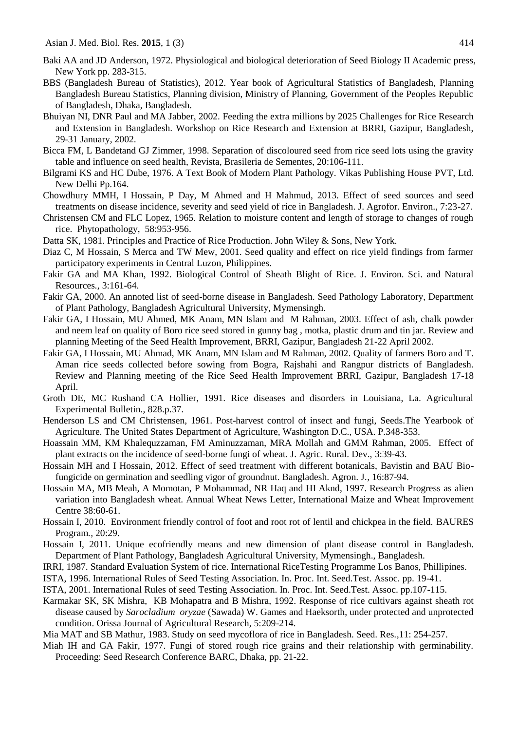Baki AA and JD Anderson, 1972. Physiological and biological deterioration of Seed Biology II Academic press, New York pp. 283-315.

BBS (Bangladesh Bureau of Statistics), 2012. Year book of Agricultural Statistics of Bangladesh, Planning Bangladesh Bureau Statistics, Planning division, Ministry of Planning, Government of the Peoples Republic of Bangladesh, Dhaka, Bangladesh.

Bhuiyan NI, DNR Paul and MA Jabber, 2002. Feeding the extra millions by 2025 Challenges for Rice Research and Extension in Bangladesh. Workshop on Rice Research and Extension at BRRI, Gazipur, Bangladesh, 29-31 January, 2002.

Bicca FM, L Bandetand GJ Zimmer, 1998. Separation of discoloured seed from rice seed lots using the gravity table and influence on seed health, Revista, Brasileria de Sementes, 20:106-111.

Bilgrami KS and HC Dube, 1976. A Text Book of Modern Plant Pathology. Vikas Publishing House PVT, Ltd. New Delhi Pp.164.

Chowdhury MMH, I Hossain, P Day, M Ahmed and H Mahmud, 2013. Effect of seed sources and seed treatments on disease incidence, severity and seed yield of rice in Bangladesh. J. Agrofor. Environ., 7:23-27.

Christensen CM and FLC Lopez, 1965. Relation to moisture content and length of storage to changes of rough rice. Phytopathology, 58:953-956.

Datta SK, 1981. Principles and Practice of Rice Production. John Wiley & Sons, New York.

Diaz C, M Hossain, S Merca and TW Mew, 2001. Seed quality and effect on rice yield findings from farmer participatory experiments in Central Luzon, Philippines.

Fakir GA and MA Khan, 1992. Biological Control of Sheath Blight of Rice. J. Environ. Sci. and Natural Resources., 3:161-64.

Fakir GA, 2000. An annoted list of seed-borne disease in Bangladesh. Seed Pathology Laboratory, Department of Plant Pathology, Bangladesh Agricultural University, Mymensingh.

Fakir GA, I Hossain, MU Ahmed, MK Anam, MN Islam and M Rahman, 2003. Effect of ash, chalk powder and neem leaf on quality of Boro rice seed stored in gunny bag , motka, plastic drum and tin jar. Review and planning Meeting of the Seed Health Improvement, BRRI, Gazipur, Bangladesh 21-22 April 2002.

Fakir GA, I Hossain, MU Ahmad, MK Anam, MN Islam and M Rahman, 2002. Quality of farmers Boro and T. Aman rice seeds collected before sowing from Bogra, Rajshahi and Rangpur districts of Bangladesh. Review and Planning meeting of the Rice Seed Health Improvement BRRI, Gazipur, Bangladesh 17-18 April.

Groth DE, MC Rushand CA Hollier, 1991. Rice diseases and disorders in Louisiana, La. Agricultural Experimental Bulletin., 828.p.37.

Henderson LS and CM Christensen, 1961. Post-harvest control of insect and fungi, Seeds.The Yearbook of Agriculture. The United States Department of Agriculture, Washington D.C., USA. P.348-353.

Hoassain MM, KM Khalequzzaman, FM Aminuzzaman, MRA Mollah and GMM Rahman, 2005. Effect of plant extracts on the incidence of seed-borne fungi of wheat. J. Agric. Rural. Dev., 3:39-43.

Hossain MH and I Hossain, 2012. Effect of seed treatment with different botanicals, Bavistin and BAU Bio-fungicide on germination and seedling vigor of groundnut. Bangladesh. Agron. J., 16:87-94.

Hossain MA, MB Meah, A Momotan, P Mohammad, NR Haq and HI Aknd, 1997. Research Progress as alien variation into Bangladesh wheat. Annual Wheat News Letter, International Maize and Wheat Improvement Centre 38:60-61.

Hossain I, 2010. Environment friendly control of foot and root rot of lentil and chickpea in the field. BAURES Program., 20:29.

Hossain I, 2011. Unique ecofriendly means and new dimension of plant disease control in Bangladesh. Department of Plant Pathology, Bangladesh Agricultural University, Mymensingh., Bangladesh.

IRRI, 1987. Standard Evaluation System of rice. International RiceTesting Programme Los Banos, Phillipines.

ISTA, 1996. International Rules of Seed Testing Association. In. Proc. Int. Seed.Test. Assoc. pp. 19-41.

ISTA, 2001. International Rules of seed Testing Association. In. Proc. Int. Seed.Test. Assoc. pp.107-115.

Karmakar SK, SK Mishra, KB Mohapatra and B Mishra, 1992. Response of rice cultivars against sheath rot disease caused by *Sarocladium oryzae* (Sawada) W. Games and Haeksorth, under protected and unprotected condition. Orissa Journal of Agricultural Research, 5:209-214.

Mia MAT and SB Mathur, 1983. Study on seed mycoflora of rice in Bangladesh. Seed. Res.,11: 254-257.

Miah IH and GA Fakir, 1977. Fungi of stored rough rice grains and their relationship with germinability. Proceeding: Seed Research Conference BARC, Dhaka, pp. 21-22.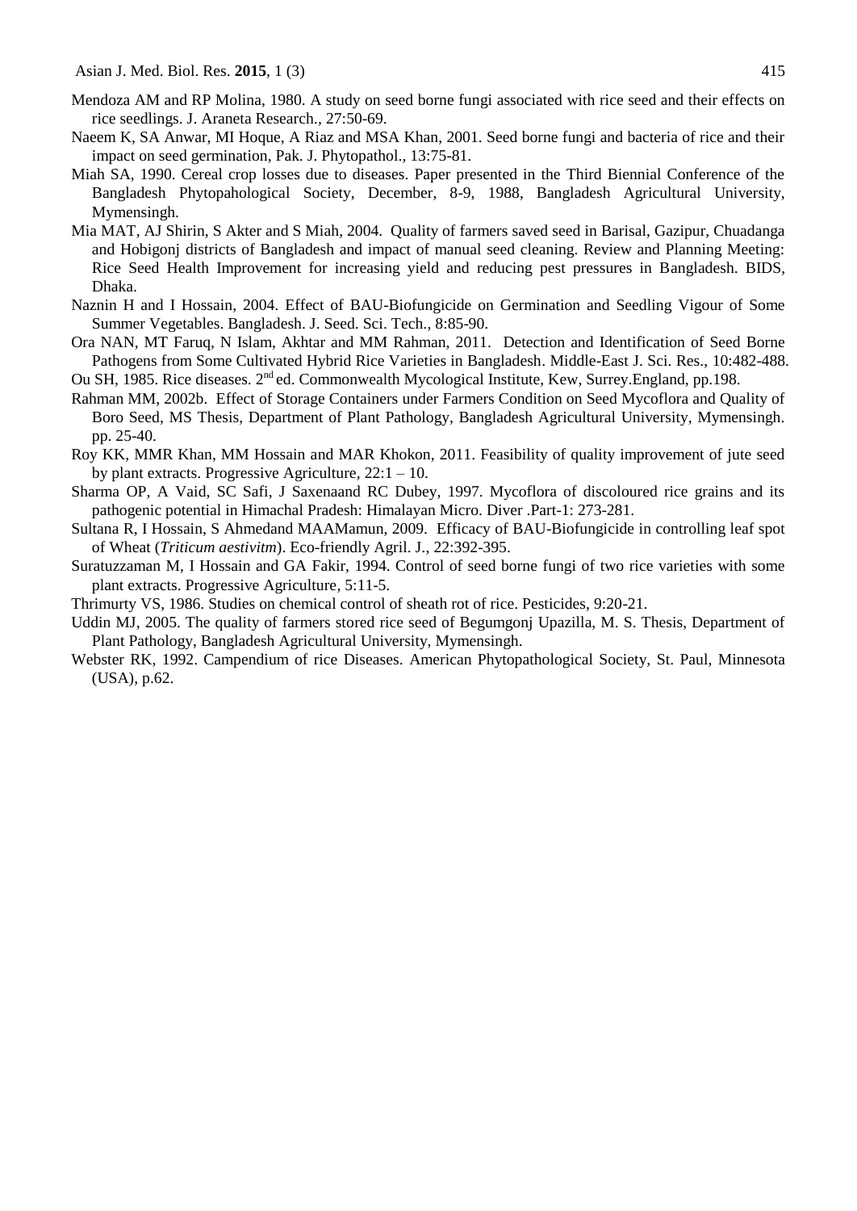Mendoza AM and RP Molina, 1980. A study on seed borne fungi associated with rice seed and their effects on rice seedlings. J. Araneta Research., 27:50-69.

Naeem K, SA Anwar, MI Hoque, A Riaz and MSA Khan, 2001. Seed borne fungi and bacteria of rice and their impact on seed germination, Pak. J. Phytopathol., 13:75-81.

Miah SA, 1990. Cereal crop losses due to diseases. Paper presented in the Third Biennial Conference of the Bangladesh Phytopahological Society, December, 8-9, 1988, Bangladesh Agricultural University, Mymensingh.

Mia MAT, AJ Shirin, S Akter and S Miah, 2004. Quality of farmers saved seed in Barisal, Gazipur, Chuadanga and Hobigonj districts of Bangladesh and impact of manual seed cleaning. Review and Planning Meeting: Rice Seed Health Improvement for increasing yield and reducing pest pressures in Bangladesh. BIDS, Dhaka.

Naznin H and I Hossain, 2004. Effect of BAU-Biofungicide on Germination and Seedling Vigour of Some Summer Vegetables. Bangladesh. J. Seed. Sci. Tech., 8:85-90.

Ora NAN, MT Faruq, N Islam, Akhtar and MM Rahman, 2011. Detection and Identification of Seed Borne Pathogens from Some Cultivated Hybrid Rice Varieties in Bangladesh. Middle-East J. Sci. Res., 10:482-488.

Ou SH, 1985. Rice diseases. 2nd ed. Commonwealth Mycological Institute, Kew, Surrey.England, pp.198.

Rahman MM, 2002b. Effect of Storage Containers under Farmers Condition on Seed Mycoflora and Quality of Boro Seed, MS Thesis, Department of Plant Pathology, Bangladesh Agricultural University, Mymensingh. pp. 25-40.

Roy KK, MMR Khan, MM Hossain and MAR Khokon, 2011. Feasibility of quality improvement of jute seed by plant extracts. Progressive Agriculture, 22:1 – 10.

Sharma OP, A Vaid, SC Safi, J Saxenaand RC Dubey, 1997. Mycoflora of discoloured rice grains and its pathogenic potential in Himachal Pradesh: Himalayan Micro. Diver .Part-1: 273-281.

Sultana R, I Hossain, S Ahmedand MAAMamun, 2009. Efficacy of BAU-Biofungicide in controlling leaf spot of Wheat (*Triticum aestivitm*). Eco-friendly Agril. J., 22:392-395.

Suratuzzaman M, I Hossain and GA Fakir, 1994. Control of seed borne fungi of two rice varieties with some plant extracts. Progressive Agriculture, 5:11-5.

Thrimurty VS, 1986. Studies on chemical control of sheath rot of rice. Pesticides, 9:20-21.

Uddin MJ, 2005. The quality of farmers stored rice seed of Begumgonj Upazilla, M. S. Thesis, Department of Plant Pathology, Bangladesh Agricultural University, Mymensingh.

Webster RK, 1992. Campendium of rice Diseases. American Phytopathological Society, St. Paul, Minnesota (USA), p.62.